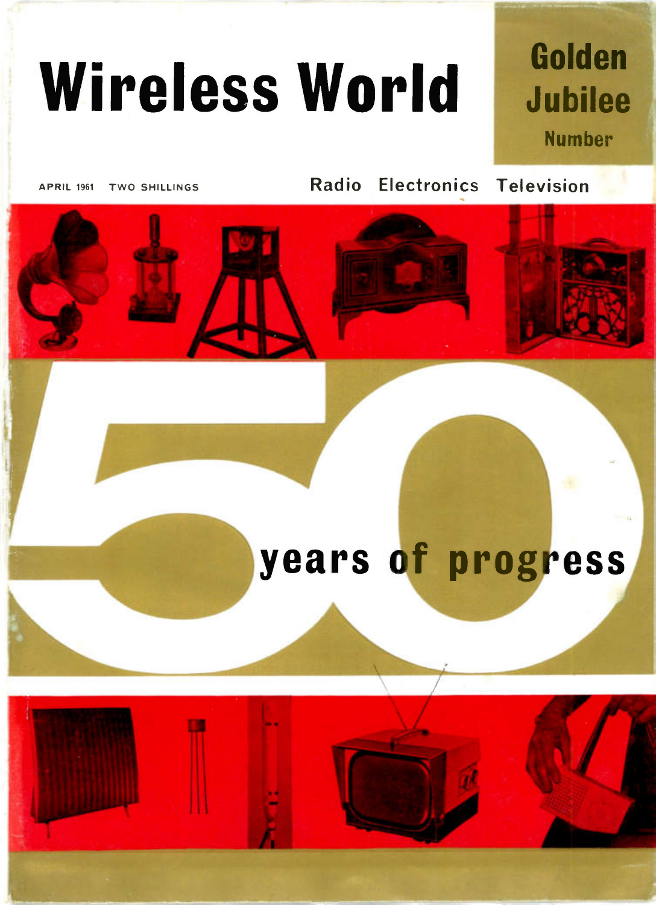# Wireless World

**Golden Jubilee**
**Number**

APRIL 1961 TWO SHILLINGS

Radio Electronics Television

## 50 years of progress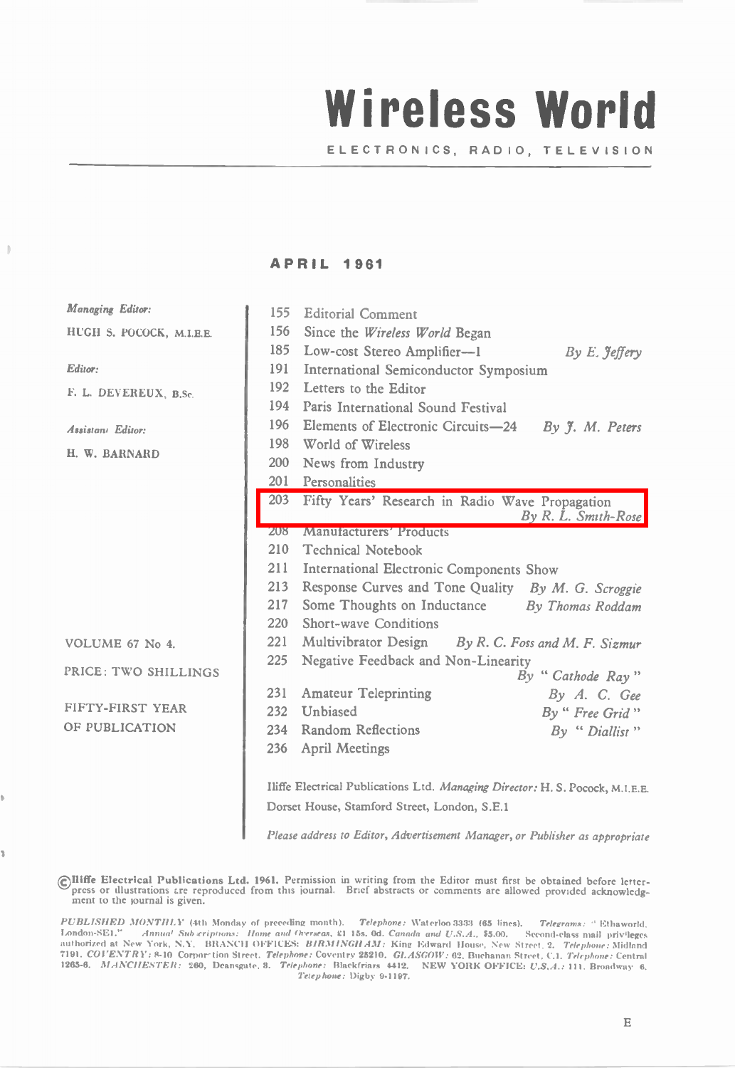# Wireless World

ELECTRONICS, RADIO, TELEVISION

## APRIL 1961

*Managing Editor:*

HUGH S. POCOCK, M.I.E.E.

*Editor:*

F. L. DEVEREUX, B.Sc.

*Assistant Editor:*

H. W. BARNARD

VOLUME 67 No 4.

PRICE: TWO SHILLINGS

FIFTY-FIRST YEAR OF PUBLICATION

| Page | Title | Author |
|---|---|---|
| 155 | Editorial Comment | |
| 156 | Since the *Wireless World* Began | |
| 185 | Low-cost Stereo Amplifier—1 | *By E. Jeffery* |
| 191 | International Semiconductor Symposium | |
| 192 | Letters to the Editor | |
| 194 | Paris International Sound Festival | |
| 196 | Elements of Electronic Circuits—24 | *By J. M. Peters* |
| 198 | World of Wireless | |
| 200 | News from Industry | |
| 201 | Personalities | |
| 203 | Fifty Years' Research in Radio Wave Propagation | *By R. L. Smith-Rose* |
| 208 | Manufacturers' Products | |
| 210 | Technical Notebook | |
| 211 | International Electronic Components Show | |
| 213 | Response Curves and Tone Quality | *By M. G. Scroggie* |
| 217 | Some Thoughts on Inductance | *By Thomas Roddam* |
| 220 | Short-wave Conditions | |
| 221 | Multivibrator Design | *By R. C. Foss and M. F. Sizmur* |
| 225 | Negative Feedback and Non-Linearity | *By "Cathode Ray"* |
| 231 | Amateur Teleprinting | *By A. C. Gee* |
| 232 | Unbiased | *By "Free Grid"* |
| 234 | Random Reflections | *By "Diallist"* |
| 236 | April Meetings | |

Iliffe Electrical Publications Ltd. *Managing Director:* H. S. Pocock, M.I.E.E.

Dorset House, Stamford Street, London, S.E.1

*Please address to Editor, Advertisement Manager, or Publisher as appropriate*

©**Iliffe Electrical Publications Ltd. 1961.** Permission in writing from the Editor must first be obtained before letterpress or illustrations are reproduced from this journal. Brief abstracts or comments are allowed provided acknowledgment to the journal is given.

*PUBLISHED MONTHLY* (4th Monday of preceding month). *Telephone:* Waterloo 3333 (65 lines). *Telegrams:* "Ethaworld, London-SE1." *Annual Subscriptions: Home and Overseas,* £1 15s. 0d. *Canada and U.S.A.,* $5.00. Second-class mail privileges authorized at New York, N.Y. BRANCH OFFICES: *BIRMINGHAM:* King Edward House, New Street, 2. *Telephone:* Midland 7191. *COVENTRY:* 8-10 Corporation Street. *Telephone:* Coventry 25210. *GLASGOW:* 62, Buchanan Street, C.1. *Telephone:* Central 1265-6. *MANCHESTER:* 260, Deansgate, 3. *Telephone:* Blackfriars 4412. NEW YORK OFFICE: *U.S.A.:* 111, Broadway 6. *Telephone:* Digby 9-1197.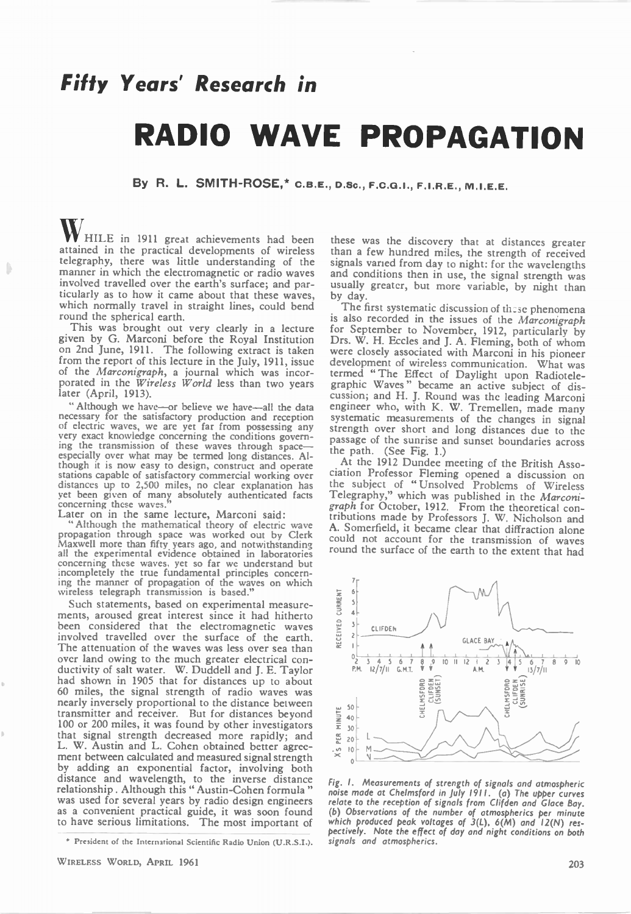# *Fifty Years' Research in*

# RADIO WAVE PROPAGATION

**By R. L. SMITH-ROSE,\* C.B.E., D.Sc., F.C.G.I., F.I.R.E., M.I.E.E.**

WHILE in 1911 great achievements had been attained in the practical developments of wireless telegraphy, there was little understanding of the manner in which the electromagnetic or radio waves involved travelled over the earth's surface; and particularly as to how it came about that these waves, which normally travel in straight lines, could bend round the spherical earth.

This was brought out very clearly in a lecture given by G. Marconi before the Royal Institution on 2nd June, 1911. The following extract is taken from the report of this lecture in the July, 1911, issue of the *Marconigraph*, a journal which was incorporated in the *Wireless World* less than two years later (April, 1913).

"Although we have—or believe we have—all the data necessary for the satisfactory production and reception of electric waves, we are yet far from possessing any very exact knowledge concerning the conditions governing the transmission of these waves through space—especially over what may be termed long distances. Although it is now easy to design, construct and operate stations capable of satisfactory commercial working over distances up to 2,500 miles, no clear explanation has yet been given of many absolutely authenticated facts concerning these waves."

Later on in the same lecture, Marconi said:

"Although the mathematical theory of electric wave propagation through space was worked out by Clerk Maxwell more than fifty years ago, and notwithstanding all the experimental evidence obtained in laboratories concerning these waves, yet so far we understand but incompletely the true fundamental principles concerning the manner of propagation of the waves on which wireless telegraph transmission is based."

Such statements, based on experimental measurements, aroused great interest since it had hitherto been considered that the electromagnetic waves involved travelled over the surface of the earth. The attenuation of the waves was less over sea than over land owing to the much greater electrical conductivity of salt water. W. Duddell and J. E. Taylor had shown in 1905 that for distances up to about 60 miles, the signal strength of radio waves was nearly inversely proportional to the distance between transmitter and receiver. But for distances beyond 100 or 200 miles, it was found by other investigators that signal strength decreased more rapidly; and L. W. Austin and L. Cohen obtained better agreement between calculated and measured signal strength by adding an exponential factor, involving both distance and wavelength, to the inverse distance relationship. Although this "Austin-Cohen formula" was used for several years by radio design engineers as a convenient practical guide, it was soon found to have serious limitations. The most important of these was the discovery that at distances greater than a few hundred miles, the strength of received signals varied from day to night: for the wavelengths and conditions then in use, the signal strength was usually greater, but more variable, by night than by day.

The first systematic discussion of these phenomena is also recorded in the issues of the *Marconigraph* for September to November, 1912, particularly by Drs. W. H. Eccles and J. A. Fleming, both of whom were closely associated with Marconi in his pioneer development of wireless communication. What was termed "The Effect of Daylight upon Radiotelegraphic Waves" became an active subject of discussion; and H. J. Round was the leading Marconi engineer who, with K. W. Tremellen, made many systematic measurements of the changes in signal strength over short and long distances due to the passage of the sunrise and sunset boundaries across the path. (See Fig. 1.)

At the 1912 Dundee meeting of the British Association Professor Fleming opened a discussion on the subject of "Unsolved Problems of Wireless Telegraphy," which was published in the *Marconigraph* for October, 1912. From the theoretical contributions made by Professors J. W. Nicholson and A. Somerfield, it became clear that diffraction alone could not account for the transmission of waves round the surface of the earth to the extent that had

*Fig. 1. Measurements of strength of signals and atmospheric noise made at Chelmsford in July 1911. (a) The upper curves relate to the reception of signals from Clifden and Glace Bay. (b) Observations of the number of atmospherics per minute which produced peak voltages of 3(L), 6(M) and 12(N) respectively. Note the effect of day and night conditions on both signals and atmospherics.*

\* President of the International Scientific Radio Union (U.R.S.I.).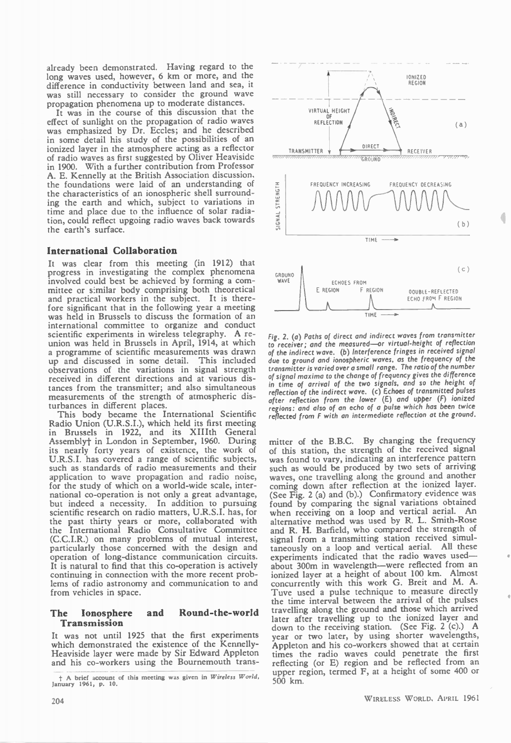already been demonstrated. Having regard to the long waves used, however, 6 km or more, and the difference in conductivity between land and sea, it was still necessary to consider the ground wave propagation phenomena up to moderate distances.

It was in the course of this discussion that the effect of sunlight on the propagation of radio waves was emphasized by Dr. Eccles; and he described in some detail his study of the possibilities of an ionized layer in the atmosphere acting as a reflector of radio waves as first suggested by Oliver Heaviside in 1900. With a further contribution from Professor A. E. Kennelly at the British Association discussion, the foundations were laid of an understanding of the characteristics of an ionospheric shell surrounding the earth and which, subject to variations in time and place due to the influence of solar radiation, could reflect upgoing radio waves back towards the earth's surface.

## International Collaboration

It was clear from this meeting (in 1912) that progress in investigating the complex phenomena involved could best be achieved by forming a committee or similar body comprising both theoretical and practical workers in the subject. It is therefore significant that in the following year a meeting was held in Brussels to discuss the formation of an international committee to organize and conduct scientific experiments in wireless telegraphy. A reunion was held in Brussels in April, 1914, at which a programme of scientific measurements was drawn up and discussed in some detail. This included observations of the variations in signal strength received in different directions and at various distances from the transmitter; and also simultaneous measurements of the strength of atmospheric disturbances in different places.

This body became the International Scientific Radio Union (U.R.S.I.), which held its first meeting in Brussels in 1922, and its XIIIth General Assembly† in London in September, 1960. During its nearly forty years of existence, the work of U.R.S.I. has covered a range of scientific subjects, such as standards of radio measurements and their application to wave propagation and radio noise, for the study of which on a world-wide scale, international co-operation is not only a great advantage, but indeed a necessity. In addition to pursuing scientific research on radio matters, U.R.S.I. has, for the past thirty years or more, collaborated with the International Radio Consultative Committee (C.C.I.R.) on many problems of mutual interest, particularly those concerned with the design and operation of long-distance communication circuits. It is natural to find that this co-operation is actively continuing in connection with the more recent problems of radio astronomy and communication to and from vehicles in space.

## The Ionosphere and Round-the-world Transmission

It was not until 1925 that the first experiments which demonstrated the existence of the Kennelly-Heaviside layer were made by Sir Edward Appleton and his co-workers using the Bournemouth transmitter of the B.B.C. By changing the frequency of this station, the strength of the received signal was found to vary, indicating an interference pattern such as would be produced by two sets of arriving waves, one travelling along the ground and another coming down after reflection at the ionized layer. (See Fig. 2 (a) and (b).) Confirmatory evidence was found by comparing the signal variations obtained when receiving on a loop and vertical aerial. An alternative method was used by R. L. Smith-Rose and R. H. Barfield, who compared the strength of signal from a transmitting station received simultaneously on a loop and vertical aerial. All these experiments indicated that the radio waves used—about 300m in wavelength—were reflected from an ionized layer at a height of about 100 km. Almost concurrently with this work G. Breit and M. A. Tuve used a pulse technique to measure directly the time interval between the arrival of the pulses travelling along the ground and those which arrived later after travelling up to the ionized layer and down to the receiving station. (See Fig. 2 (c).) A year or two later, by using shorter wavelengths, Appleton and his co-workers showed that at certain times the radio waves could penetrate the first reflecting (or E) region and be reflected from an upper region, termed F, at a height of some 400 or 500 km.

*Fig. 2. (a) Paths of direct and indirect waves from transmitter to receiver; and the measured—or virtual-height of reflection of the indirect wave. (b) Interference fringes in received signal due to ground and ionospheric waves, as the frequency of the transmitter is varied over a small range. The ratio of the number of signal maxima to the change of frequency gives the difference in time of arrival of the two signals, and so the height of reflection of the indirect wave. (c) Echoes of transmitted pulses after reflection from the lower (E) and upper (F) ionized regions: and also of an echo of a pulse which has been twice reflected from F with an intermediate reflection at the ground.*

† A brief account of this meeting was given in *Wireless World*, January 1961, p. 10.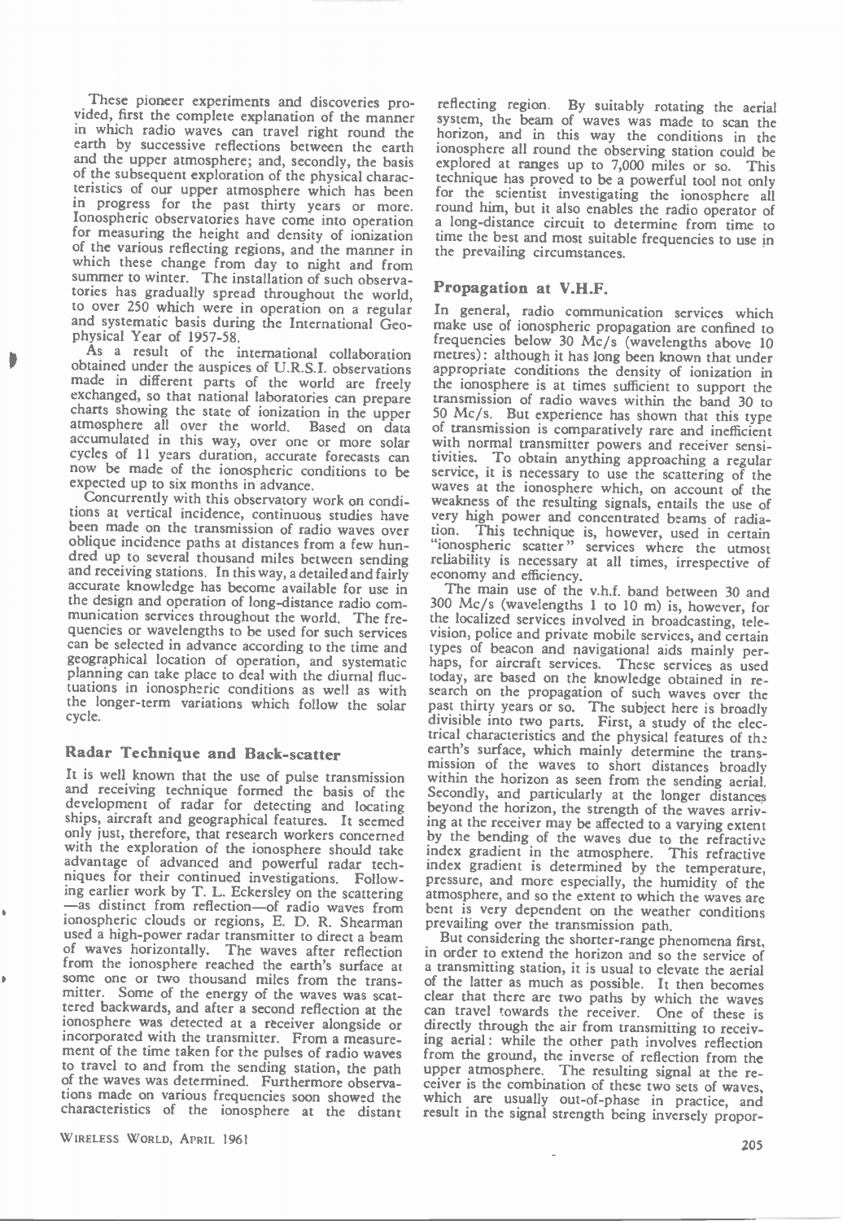These pioneer experiments and discoveries provided, first the complete explanation of the manner in which radio waves can travel right round the earth by successive reflections between the earth and the upper atmosphere; and, secondly, the basis of the subsequent exploration of the physical characteristics of our upper atmosphere which has been in progress for the past thirty years or more. Ionospheric observatories have come into operation for measuring the height and density of ionization of the various reflecting regions, and the manner in which these change from day to night and from summer to winter. The installation of such observatories has gradually spread throughout the world, to over 250 which were in operation on a regular and systematic basis during the International Geophysical Year of 1957-58.

As a result of the international collaboration obtained under the auspices of U.R.S.I. observations made in different parts of the world are freely exchanged, so that national laboratories can prepare charts showing the state of ionization in the upper atmosphere all over the world. Based on data accumulated in this way, over one or more solar cycles of 11 years duration, accurate forecasts can now be made of the ionospheric conditions to be expected up to six months in advance.

Concurrently with this observatory work on conditions at vertical incidence, continuous studies have been made on the transmission of radio waves over oblique incidence paths at distances from a few hundred up to several thousand miles between sending and receiving stations. In this way, a detailed and fairly accurate knowledge has become available for use in the design and operation of long-distance radio communication services throughout the world. The frequencies or wavelengths to be used for such services can be selected in advance according to the time and geographical location of operation, and systematic planning can take place to deal with the diurnal fluctuations in ionospheric conditions as well as with the longer-term variations which follow the solar cycle.

## Radar Technique and Back-scatter

It is well known that the use of pulse transmission and receiving technique formed the basis of the development of radar for detecting and locating ships, aircraft and geographical features. It seemed only just, therefore, that research workers concerned with the exploration of the ionosphere should take advantage of advanced and powerful radar techniques for their continued investigations. Following earlier work by T. L. Eckersley on the scattering —as distinct from reflection—of radio waves from ionospheric clouds or regions, E. D. R. Shearman used a high-power radar transmitter to direct a beam of waves horizontally. The waves after reflection from the ionosphere reached the earth's surface at some one or two thousand miles from the transmitter. Some of the energy of the waves was scattered backwards, and after a second reflection at the ionosphere was detected at a receiver alongside or incorporated with the transmitter. From a measurement of the time taken for the pulses of radio waves to travel to and from the sending station, the path of the waves was determined. Furthermore observations made on various frequencies soon showed the characteristics of the ionosphere at the distant reflecting region. By suitably rotating the aerial system, the beam of waves was made to scan the horizon, and in this way the conditions in the ionosphere all round the observing station could be explored at ranges up to 7,000 miles or so. This technique has proved to be a powerful tool not only for the scientist investigating the ionosphere all round him, but it also enables the radio operator of a long-distance circuit to determine from time to time the best and most suitable frequencies to use in the prevailing circumstances.

## Propagation at V.H.F.

In general, radio communication services which make use of ionospheric propagation are confined to frequencies below 30 Mc/s (wavelengths above 10 metres): although it has long been known that under appropriate conditions the density of ionization in the ionosphere is at times sufficient to support the transmission of radio waves within the band 30 to 50 Mc/s. But experience has shown that this type of transmission is comparatively rare and inefficient with normal transmitter powers and receiver sensitivities. To obtain anything approaching a regular service, it is necessary to use the scattering of the waves at the ionosphere which, on account of the weakness of the resulting signals, entails the use of very high power and concentrated beams of radiation. This technique is, however, used in certain "ionospheric scatter" services where the utmost reliability is necessary at all times, irrespective of economy and efficiency.

The main use of the v.h.f. band between 30 and 300 Mc/s (wavelengths 1 to 10 m) is, however, for the localized services involved in broadcasting, television, police and private mobile services, and certain types of beacon and navigational aids mainly perhaps, for aircraft services. These services as used today, are based on the knowledge obtained in research on the propagation of such waves over the past thirty years or so. The subject here is broadly divisible into two parts. First, a study of the electrical characteristics and the physical features of the earth's surface, which mainly determine the transmission of the waves to short distances broadly within the horizon as seen from the sending aerial. Secondly, and particularly at the longer distances beyond the horizon, the strength of the waves arriving at the receiver may be affected to a varying extent by the bending of the waves due to the refractive index gradient in the atmosphere. This refractive index gradient is determined by the temperature, pressure, and more especially, the humidity of the atmosphere, and so the extent to which the waves are bent is very dependent on the weather conditions prevailing over the transmission path.

But considering the shorter-range phenomena first, in order to extend the horizon and so the service of a transmitting station, it is usual to elevate the aerial of the latter as much as possible. It then becomes clear that there are two paths by which the waves can travel towards the receiver. One of these is directly through the air from transmitting to receiving aerial: while the other path involves reflection from the ground, the inverse of reflection from the upper atmosphere. The resulting signal at the receiver is the combination of these two sets of waves, which are usually out-of-phase in practice, and result in the signal strength being inversely propor-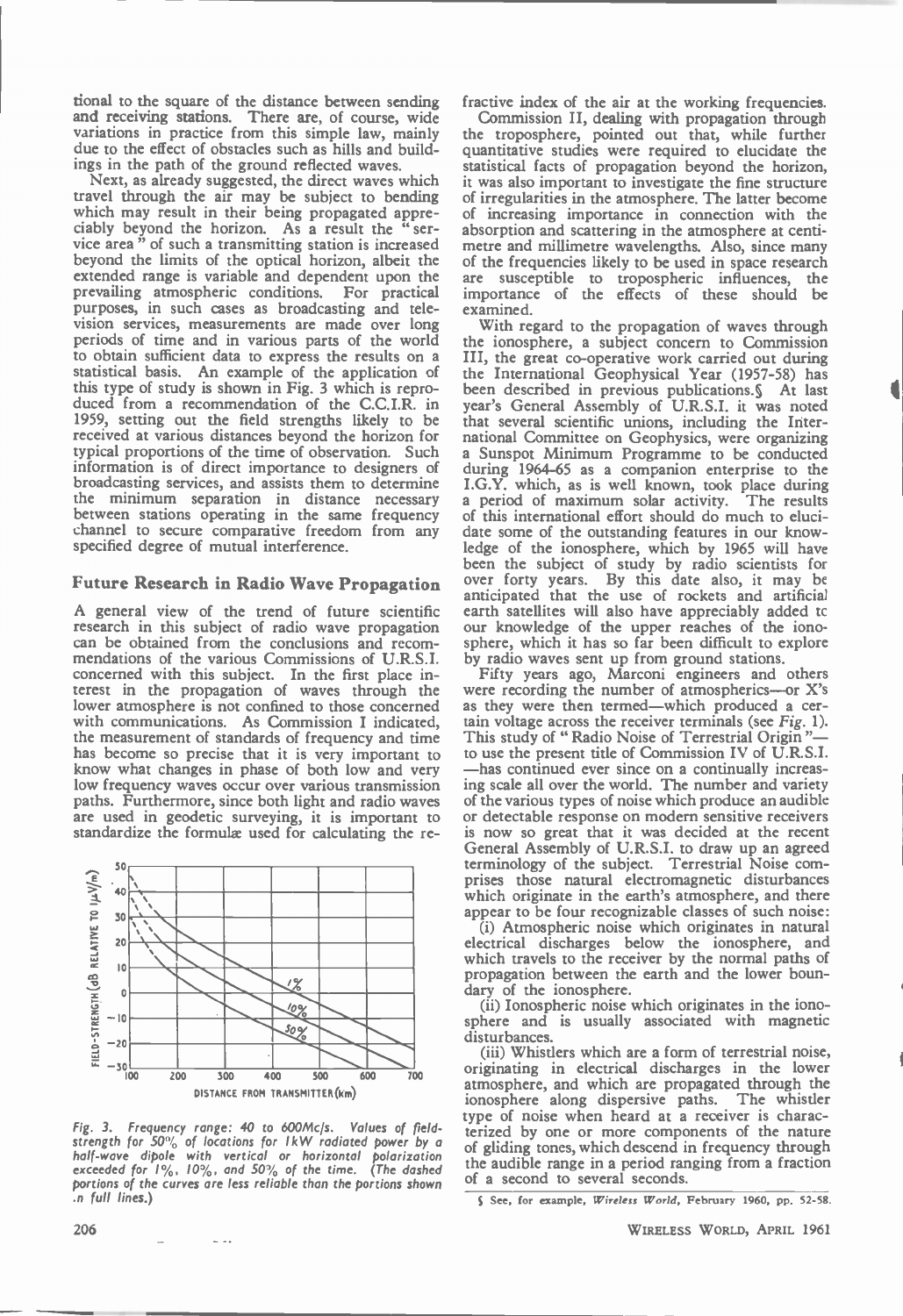tional to the square of the distance between sending and receiving stations. There are, of course, wide variations in practice from this simple law, mainly due to the effect of obstacles such as hills and buildings in the path of the ground reflected waves.

Next, as already suggested, the direct waves which travel through the air may be subject to bending which may result in their being propagated appreciably beyond the horizon. As a result the "service area" of such a transmitting station is increased beyond the limits of the optical horizon, albeit the extended range is variable and dependent upon the prevailing atmospheric conditions. For practical purposes, in such cases as broadcasting and television services, measurements are made over long periods of time and in various parts of the world to obtain sufficient data to express the results on a statistical basis. An example of the application of this type of study is shown in Fig. 3 which is reproduced from a recommendation of the C.C.I.R. in 1959, setting out the field strengths likely to be received at various distances beyond the horizon for typical proportions of the time of observation. Such information is of direct importance to designers of broadcasting services, and assists them to determine the minimum separation in distance necessary between stations operating in the same frequency channel to secure comparative freedom from any specified degree of mutual interference.

## Future Research in Radio Wave Propagation

A general view of the trend of future scientific research in this subject of radio wave propagation can be obtained from the conclusions and recommendations of the various Commissions of U.R.S.I. concerned with this subject. In the first place interest in the propagation of waves through the lower atmosphere is not confined to those concerned with communications. As Commission I indicated, the measurement of standards of frequency and time has become so precise that it is very important to know what changes in phase of both low and very low frequency waves occur over various transmission paths. Furthermore, since both light and radio waves are used in geodetic surveying, it is important to standardize the formulæ used for calculating the refractive index of the air at the working frequencies.

*Fig. 3. Frequency range: 40 to 600Mc/s. Values of field-strength for 50% of locations for 1kW radiated power by a half-wave dipole with vertical or horizontal polarization exceeded for 1%, 10%, and 50% of the time. (The dashed portions of the curves are less reliable than the portions shown in full lines.)*

Commission II, dealing with propagation through the troposphere, pointed out that, while further quantitative studies were required to elucidate the statistical facts of propagation beyond the horizon, it was also important to investigate the fine structure of irregularities in the atmosphere. The latter become of increasing importance in connection with the absorption and scattering in the atmosphere at centimetre and millimetre wavelengths. Also, since many of the frequencies likely to be used in space research are susceptible to tropospheric influences, the importance of the effects of these should be examined.

With regard to the propagation of waves through the ionosphere, a subject concern to Commission III, the great co-operative work carried out during the International Geophysical Year (1957-58) has been described in previous publications.§ At last year's General Assembly of U.R.S.I. it was noted that several scientific unions, including the International Committee on Geophysics, were organizing a Sunspot Minimum Programme to be conducted during 1964-65 as a companion enterprise to the I.G.Y. which, as is well known, took place during a period of maximum solar activity. The results of this international effort should do much to elucidate some of the outstanding features in our knowledge of the ionosphere, which by 1965 will have been the subject of study by radio scientists for over forty years. By this date also, it may be anticipated that the use of rockets and artificial earth satellites will also have appreciably added to our knowledge of the upper reaches of the ionosphere, which it has so far been difficult to explore by radio waves sent up from ground stations.

Fifty years ago, Marconi engineers and others were recording the number of atmospherics—or X's as they were then termed—which produced a certain voltage across the receiver terminals (see *Fig.* 1). This study of "Radio Noise of Terrestrial Origin"—to use the present title of Commission IV of U.R.S.I.—has continued ever since on a continually increasing scale all over the world. The number and variety of the various types of noise which produce an audible or detectable response on modern sensitive receivers is now so great that it was decided at the recent General Assembly of U.R.S.I. to draw up an agreed terminology of the subject. Terrestrial Noise comprises those natural electromagnetic disturbances which originate in the earth's atmosphere, and there appear to be four recognizable classes of such noise:

(i) Atmospheric noise which originates in natural electrical discharges below the ionosphere, and which travels to the receiver by the normal paths of propagation between the earth and the lower boundary of the ionosphere.

(ii) Ionospheric noise which originates in the ionosphere and is usually associated with magnetic disturbances.

(iii) Whistlers which are a form of terrestrial noise, originating in electrical discharges in the lower atmosphere, and which are propagated through the ionosphere along dispersive paths. The whistler type of noise when heard at a receiver is characterized by one or more components of the nature of gliding tones, which descend in frequency through the audible range in a period ranging from a fraction of a second to several seconds.

§ See, for example, *Wireless World*, February 1960, pp. 52-58.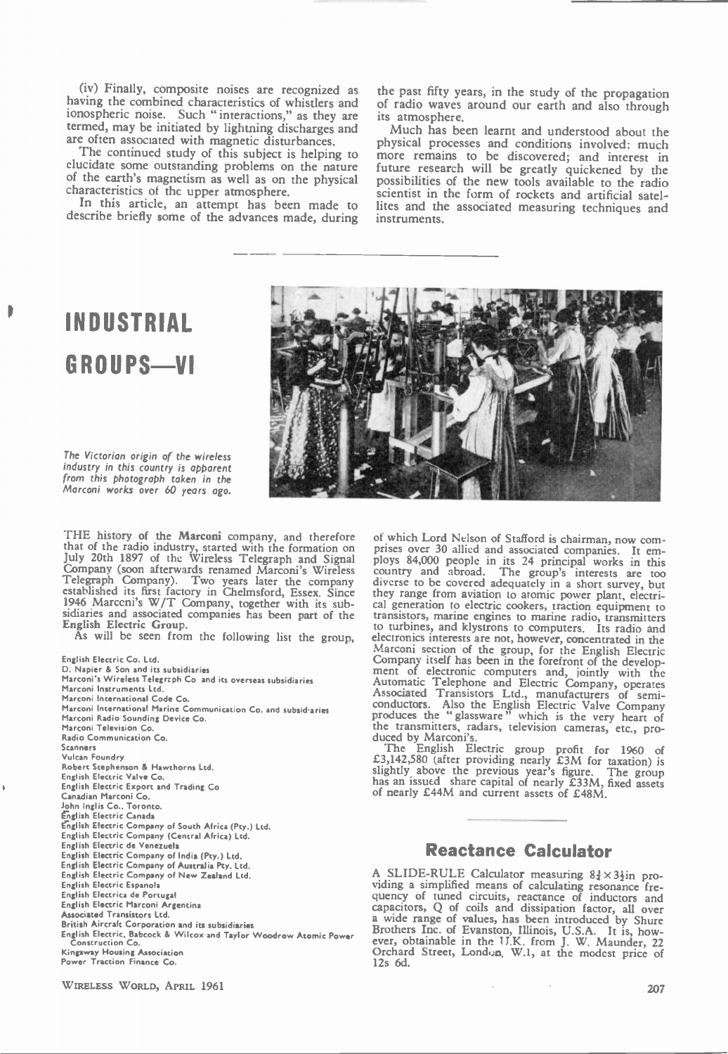(iv) Finally, composite noises are recognized as having the combined characteristics of whistlers and ionospheric noise. Such "interactions," as they are termed, may be initiated by lightning discharges and are often associated with magnetic disturbances.

The continued study of this subject is helping to elucidate some outstanding problems on the nature of the earth's magnetism as well as on the physical characteristics of the upper atmosphere.

In this article, an attempt has been made to describe briefly some of the advances made, during the past fifty years, in the study of the propagation of radio waves around our earth and also through its atmosphere.

Much has been learnt and understood about the physical processes and conditions involved: much more remains to be discovered; and interest in future research will be greatly quickened by the possibilities of the new tools available to the radio scientist in the form of rockets and artificial satellites and the associated measuring techniques and instruments.

# INDUSTRIAL GROUPS—VI

*The Victorian origin of the wireless industry in this country is apparent from this photograph taken in the Marconi works over 60 years ago.*

THE history of the **Marconi** company, and therefore that of the radio industry, started with the formation on July 20th 1897 of the Wireless Telegraph and Signal Company (soon afterwards renamed Marconi's Wireless Telegraph Company). Two years later the company established its first factory in Chelmsford, Essex. Since 1946 Marconi's W/T Company, together with its subsidiaries and associated companies has been part of the **English Electric Group**.

As will be seen from the following list the group,

English Electric Co. Ltd.
D. Napier & Son and its subsidiaries
Marconi's Wireless Telegraph Co and its overseas subsidiaries
Marconi Instruments Ltd.
Marconi International Code Co.
Marconi International Marine Communication Co. and subsidiaries
Marconi Radio Sounding Device Co.
Marconi Television Co.
Radio Communication Co.
Scanners
Vulcan Foundry
Robert Stephenson & Hawthorns Ltd.
English Electric Valve Co.
English Electric Export and Trading Co
Canadian Marconi Co.
John Inglis Co., Toronto.
English Electric Canada
English Electric Company of South Africa (Pty.) Ltd.
English Electric Company (Central Africa) Ltd.
English Electric de Venezuela
English Electric Company of India (Pty.) Ltd.
English Electric Company of Australia Pty. Ltd.
English Electric Company of New Zealand Ltd.
English Electric Espanola
English Electrica de Portugal
English Electric Marconi Argentina
Associated Transistors Ltd.
British Aircraft Corporation and its subsidiaries
English Electric, Babcock & Wilcox and Taylor Woodrow Atomic Power Construction Co.
Kingsway Housing Association
Power Traction Finance Co.

of which Lord Nelson of Stafford is chairman, now comprises over 30 allied and associated companies. It employs 84,000 people in its 24 principal works in this country and abroad. The group's interests are too diverse to be covered adequately in a short survey, but they range from aviation to atomic power plant, electrical generation to electric cookers, traction equipment to transistors, marine engines to marine radio, transmitters to turbines, and klystrons to computers. Its radio and electronics interests are not, however, concentrated in the Marconi section of the group, for the English Electric Company itself has been in the forefront of the development of electronic computers and, jointly with the Automatic Telephone and Electric Company, operates Associated Transistors Ltd., manufacturers of semiconductors. Also the English Electric Valve Company produces the "glassware" which is the very heart of the transmitters, radars, television cameras, etc., produced by Marconi's.

The English Electric group profit for 1960 of £3,142,580 (after providing nearly £3M for taxation) is slightly above the previous year's figure. The group has an issued share capital of nearly £33M, fixed assets of nearly £44M and current assets of £48M.

## Reactance Calculator

A SLIDE-RULE Calculator measuring $8\frac{3}{4} \times 3\frac{1}{4}$in providing a simplified means of calculating resonance frequency of tuned circuits, reactance of inductors and capacitors, Q of coils and dissipation factor, all over a wide range of values, has been introduced by Shure Brothers Inc. of Evanston, Illinois, U.S.A. It is, however, obtainable in the U.K. from J. W. Maunder, 22 Orchard Street, London, W.1, at the modest price of 12s 6d.